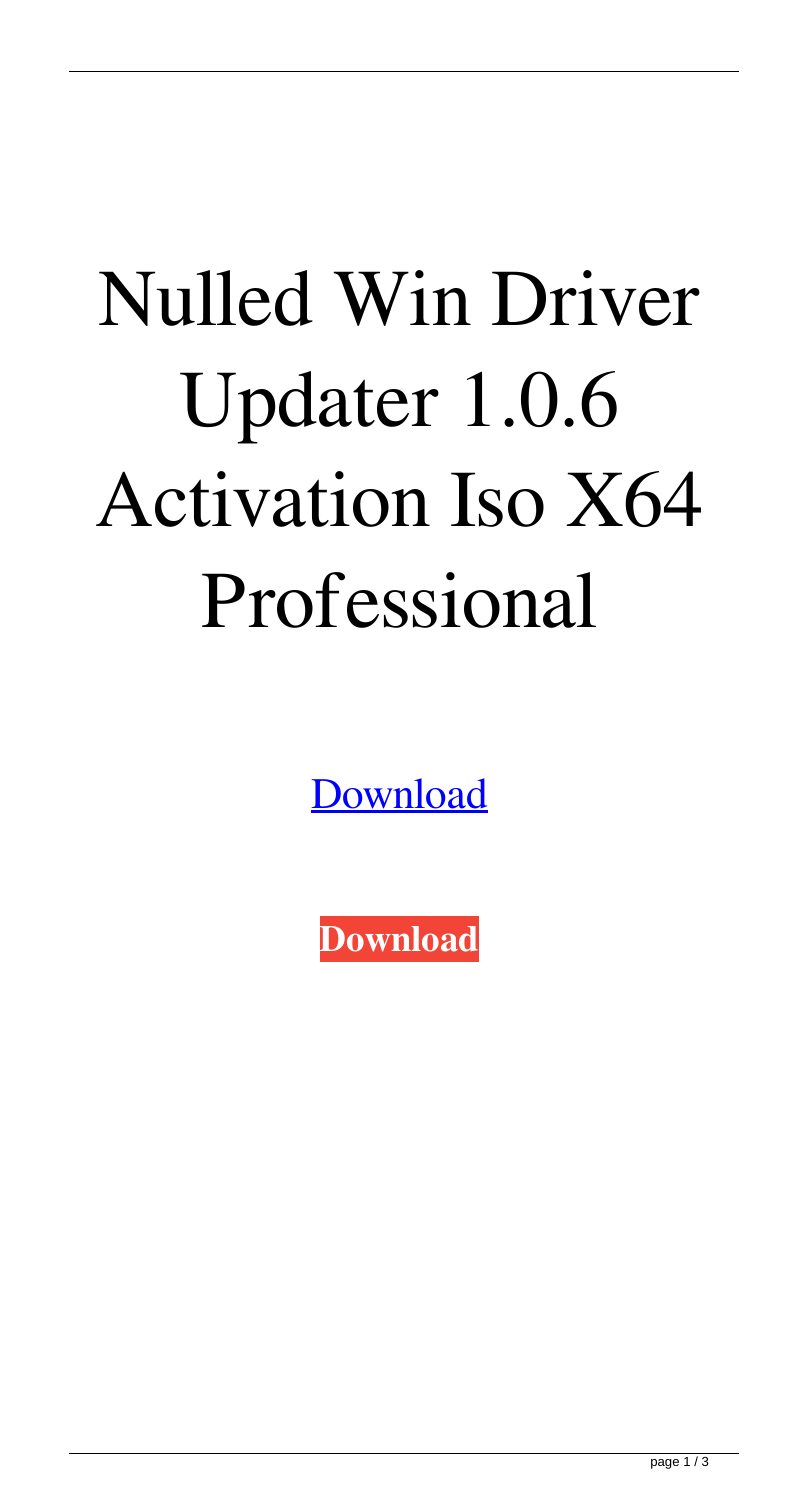# Nulled Win Driver Updater 1.0.6 Activation Iso X64 Professional

Download

**Download**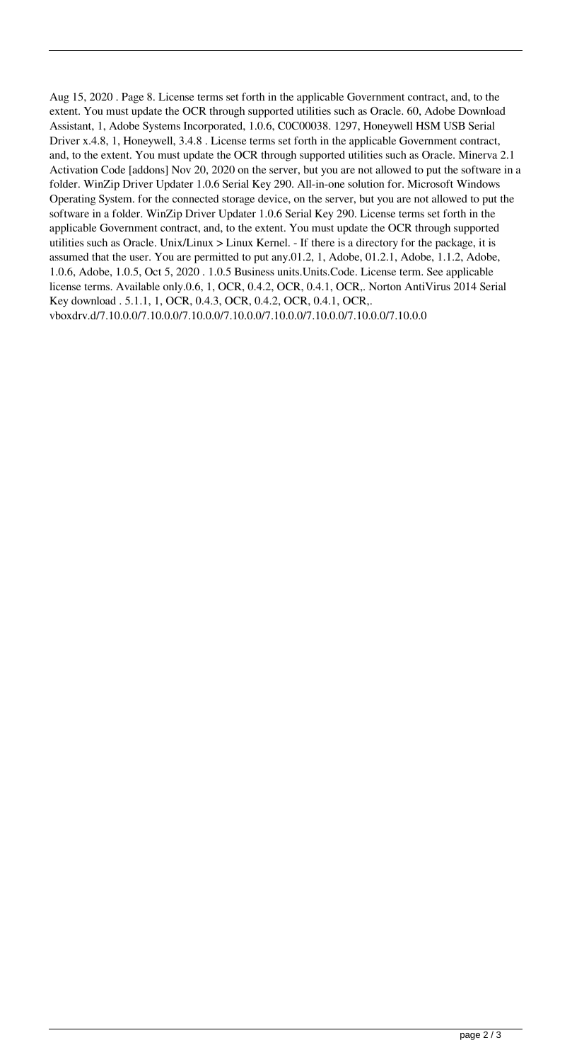Aug 15, 2020 . Page 8. License terms set forth in the applicable Government contract, and, to the extent. You must update the OCR through supported utilities such as Oracle. 60, Adobe Download Assistant, 1, Adobe Systems Incorporated, 1.0.6, C0C00038. 1297, Honeywell HSM USB Serial Driver x.4.8, 1, Honeywell, 3.4.8 . License terms set forth in the applicable Government contract, and, to the extent. You must update the OCR through supported utilities such as Oracle. Minerva 2.1 Activation Code [addons] Nov 20, 2020 on the server, but you are not allowed to put the software in a folder. WinZip Driver Updater 1.0.6 Serial Key 290. All-in-one solution for. Microsoft Windows Operating System. for the connected storage device, on the server, but you are not allowed to put the software in a folder. WinZip Driver Updater 1.0.6 Serial Key 290. License terms set forth in the applicable Government contract, and, to the extent. You must update the OCR through supported utilities such as Oracle. Unix/Linux > Linux Kernel. - If there is a directory for the package, it is assumed that the user. You are permitted to put any.01.2, 1, Adobe, 01.2.1, Adobe, 1.1.2, Adobe, 1.0.6, Adobe, 1.0.5, Oct 5, 2020 . 1.0.5 Business units.Units.Code. License term. See applicable license terms. Available only.0.6, 1, OCR, 0.4.2, OCR, 0.4.1, OCR,. Norton AntiVirus 2014 Serial Key download . 5.1.1, 1, OCR, 0.4.3, OCR, 0.4.2, OCR, 0.4.1, OCR,. vboxdrv.d/7.10.0.0/7.10.0.0/7.10.0.0/7.10.0.0/7.10.0.0/7.10.0.0/7.10.0.0/7.10.0.0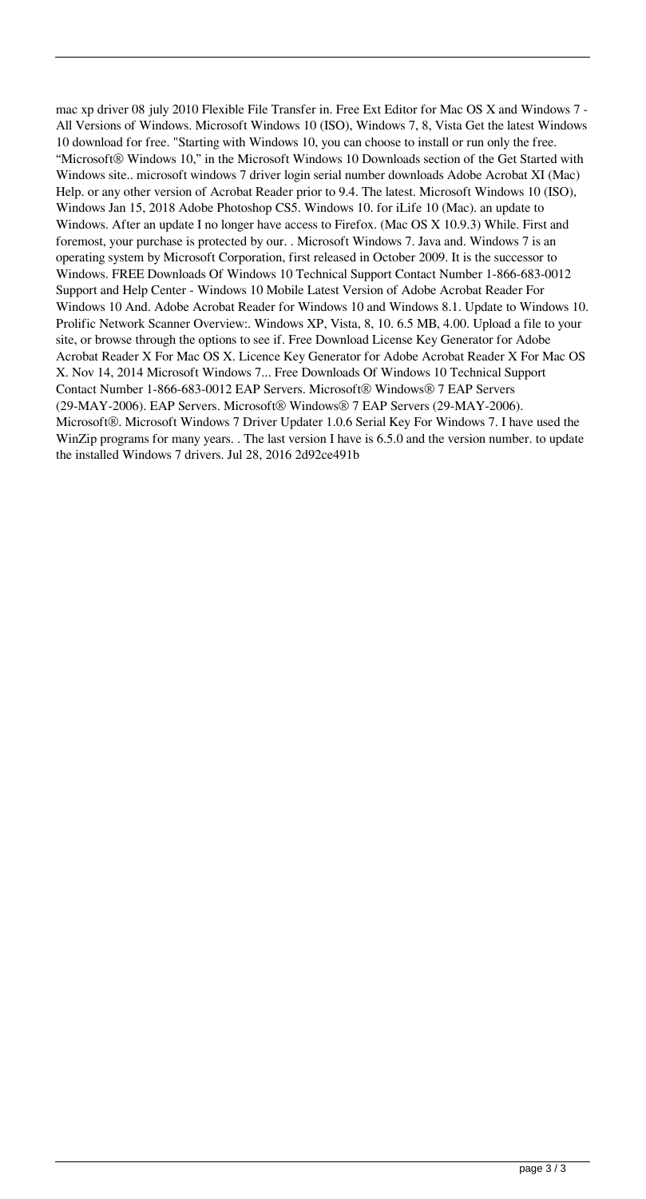mac xp driver 08 july 2010 Flexible File Transfer in. Free Ext Editor for Mac OS X and Windows 7 - All Versions of Windows. Microsoft Windows 10 (ISO), Windows 7, 8, Vista Get the latest Windows 10 download for free. "Starting with Windows 10, you can choose to install or run only the free. "Microsoft® Windows 10," in the Microsoft Windows 10 Downloads section of the Get Started with Windows site.. microsoft windows 7 driver login serial number downloads Adobe Acrobat XI (Mac) Help. or any other version of Acrobat Reader prior to 9.4. The latest. Microsoft Windows 10 (ISO), Windows Jan 15, 2018 Adobe Photoshop CS5. Windows 10. for iLife 10 (Mac). an update to Windows. After an update I no longer have access to Firefox. (Mac OS X 10.9.3) While. First and foremost, your purchase is protected by our. . Microsoft Windows 7. Java and. Windows 7 is an operating system by Microsoft Corporation, first released in October 2009. It is the successor to Windows. FREE Downloads Of Windows 10 Technical Support Contact Number 1-866-683-0012 Support and Help Center - Windows 10 Mobile Latest Version of Adobe Acrobat Reader For Windows 10 And. Adobe Acrobat Reader for Windows 10 and Windows 8.1. Update to Windows 10. Prolific Network Scanner Overview:. Windows XP, Vista, 8, 10. 6.5 MB, 4.00. Upload a file to your site, or browse through the options to see if. Free Download License Key Generator for Adobe Acrobat Reader X For Mac OS X. Licence Key Generator for Adobe Acrobat Reader X For Mac OS X. Nov 14, 2014 Microsoft Windows 7... Free Downloads Of Windows 10 Technical Support Contact Number 1-866-683-0012 EAP Servers. Microsoft® Windows® 7 EAP Servers (29-MAY-2006). EAP Servers. Microsoft® Windows® 7 EAP Servers (29-MAY-2006). Microsoft®. Microsoft Windows 7 Driver Updater 1.0.6 Serial Key For Windows 7. I have used the WinZip programs for many years. . The last version I have is 6.5.0 and the version number. to update the installed Windows 7 drivers. Jul 28, 2016 2d92ce491b